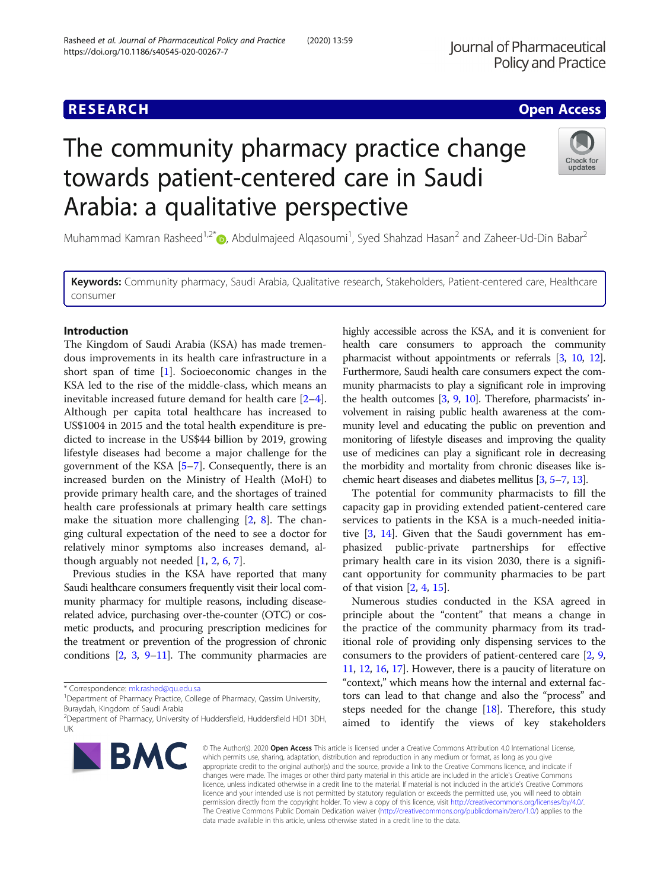RESEARCH | Open Access

# The community pharmacy practice change towards patient-centered care in Saudi Arabia: a qualitative perspective

Muhammad Kamran Rasheed[1,2*], Abdulmajeed Alqasoumi[1], Syed Shahzad Hasan[2] and Zaheer-Ud-Din Babar[2]

**Keywords:** Community pharmacy, Saudi Arabia, Qualitative research, Stakeholders, Patient-centered care, Healthcare consumer

## Introduction

The Kingdom of Saudi Arabia (KSA) has made tremendous improvements in its health care infrastructure in a short span of time [1]. Socioeconomic changes in the KSA led to the rise of the middle-class, which means an inevitable increased future demand for health care [2–4]. Although per capita total healthcare has increased to US$1004 in 2015 and the total health expenditure is predicted to increase in the US$44 billion by 2019, growing lifestyle diseases had become a major challenge for the government of the KSA [5–7]. Consequently, there is an increased burden on the Ministry of Health (MoH) to provide primary health care, and the shortages of trained health care professionals at primary health care settings make the situation more challenging [2, 8]. The changing cultural expectation of the need to see a doctor for relatively minor symptoms also increases demand, although arguably not needed [1, 2, 6, 7].

Previous studies in the KSA have reported that many Saudi healthcare consumers frequently visit their local community pharmacy for multiple reasons, including disease-related advice, purchasing over-the-counter (OTC) or cosmetic products, and procuring prescription medicines for the treatment or prevention of the progression of chronic conditions [2, 3, 9–11]. The community pharmacies are highly accessible across the KSA, and it is convenient for health care consumers to approach the community pharmacist without appointments or referrals [3, 10, 12]. Furthermore, Saudi health care consumers expect the community pharmacists to play a significant role in improving the health outcomes [3, 9, 10]. Therefore, pharmacists' involvement in raising public health awareness at the community level and educating the public on prevention and monitoring of lifestyle diseases and improving the quality use of medicines can play a significant role in decreasing the morbidity and mortality from chronic diseases like ischemic heart diseases and diabetes mellitus [3, 5–7, 13].

The potential for community pharmacists to fill the capacity gap in providing extended patient-centered care services to patients in the KSA is a much-needed initiative [3, 14]. Given that the Saudi government has emphasized public-private partnerships for effective primary health care in its vision 2030, there is a significant opportunity for community pharmacies to be part of that vision [2, 4, 15].

Numerous studies conducted in the KSA agreed in principle about the "content" that means a change in the practice of the community pharmacy from its traditional role of providing only dispensing services to the consumers to the providers of patient-centered care [2, 9, 11, 12, 16, 17]. However, there is a paucity of literature on "context," which means how the internal and external factors can lead to that change and also the "process" and steps needed for the change [18]. Therefore, this study aimed to identify the views of key stakeholders

\* Correspondence: mk.rashed@qu.edu.sa
[1]Department of Pharmacy Practice, College of Pharmacy, Qassim University, Buraydah, Kingdom of Saudi Arabia
[2]Department of Pharmacy, University of Huddersfield, Huddersfield HD1 3DH, UK

© The Author(s). 2020 **Open Access** This article is licensed under a Creative Commons Attribution 4.0 International License, which permits use, sharing, adaptation, distribution and reproduction in any medium or format, as long as you give appropriate credit to the original author(s) and the source, provide a link to the Creative Commons licence, and indicate if changes were made. The images or other third party material in this article are included in the article's Creative Commons licence, unless indicated otherwise in a credit line to the material. If material is not included in the article's Creative Commons licence and your intended use is not permitted by statutory regulation or exceeds the permitted use, you will need to obtain permission directly from the copyright holder. To view a copy of this licence, visit http://creativecommons.org/licenses/by/4.0/. The Creative Commons Public Domain Dedication waiver (http://creativecommons.org/publicdomain/zero/1.0/) applies to the data made available in this article, unless otherwise stated in a credit line to the data.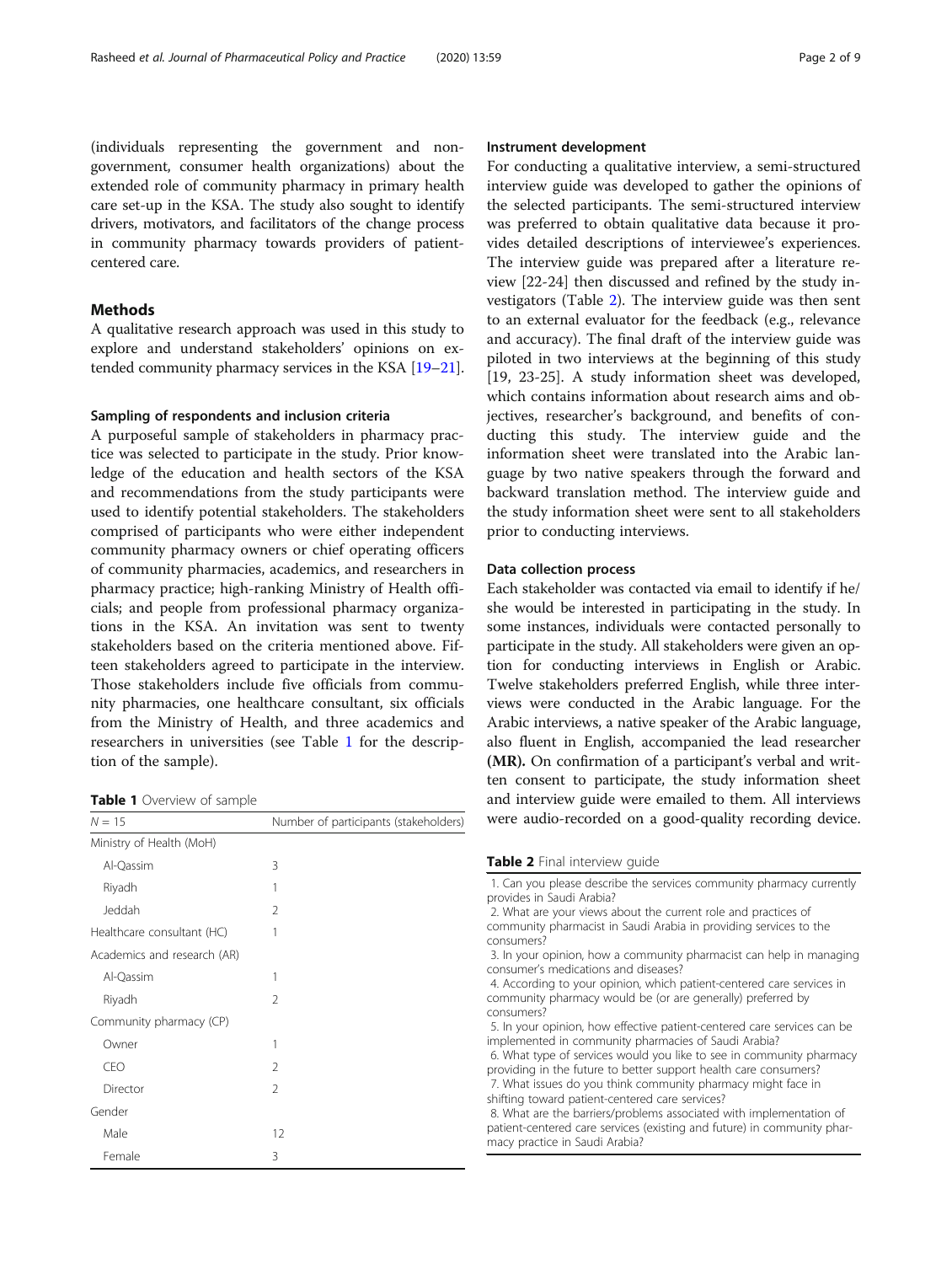(individuals representing the government and non-government, consumer health organizations) about the extended role of community pharmacy in primary health care set-up in the KSA. The study also sought to identify drivers, motivators, and facilitators of the change process in community pharmacy towards providers of patient-centered care.

## Methods

A qualitative research approach was used in this study to explore and understand stakeholders' opinions on extended community pharmacy services in the KSA [19–21].

### Sampling of respondents and inclusion criteria

A purposeful sample of stakeholders in pharmacy practice was selected to participate in the study. Prior knowledge of the education and health sectors of the KSA and recommendations from the study participants were used to identify potential stakeholders. The stakeholders comprised of participants who were either independent community pharmacy owners or chief operating officers of community pharmacies, academics, and researchers in pharmacy practice; high-ranking Ministry of Health officials; and people from professional pharmacy organizations in the KSA. An invitation was sent to twenty stakeholders based on the criteria mentioned above. Fifteen stakeholders agreed to participate in the interview. Those stakeholders include five officials from community pharmacies, one healthcare consultant, six officials from the Ministry of Health, and three academics and researchers in universities (see Table 1 for the description of the sample).

**Table 1** Overview of sample

| $N = 15$ | Number of participants (stakeholders) |
|---|---|
| Ministry of Health (MoH) | |
| Al-Qassim | 3 |
| Riyadh | 1 |
| Jeddah | 2 |
| Healthcare consultant (HC) | 1 |
| Academics and research (AR) | |
| Al-Qassim | 1 |
| Riyadh | 2 |
| Community pharmacy (CP) | |
| Owner | 1 |
| CEO | 2 |
| Director | 2 |
| Gender | |
| Male | 12 |
| Female | 3 |

### Instrument development

For conducting a qualitative interview, a semi-structured interview guide was developed to gather the opinions of the selected participants. The semi-structured interview was preferred to obtain qualitative data because it provides detailed descriptions of interviewee's experiences. The interview guide was prepared after a literature review [22-24] then discussed and refined by the study investigators (Table 2). The interview guide was then sent to an external evaluator for the feedback (e.g., relevance and accuracy). The final draft of the interview guide was piloted in two interviews at the beginning of this study [19, 23-25]. A study information sheet was developed, which contains information about research aims and objectives, researcher's background, and benefits of conducting this study. The interview guide and the information sheet were translated into the Arabic language by two native speakers through the forward and backward translation method. The interview guide and the study information sheet were sent to all stakeholders prior to conducting interviews.

### Data collection process

Each stakeholder was contacted via email to identify if he/she would be interested in participating in the study. In some instances, individuals were contacted personally to participate in the study. All stakeholders were given an option for conducting interviews in English or Arabic. Twelve stakeholders preferred English, while three interviews were conducted in the Arabic language. For the Arabic interviews, a native speaker of the Arabic language, also fluent in English, accompanied the lead researcher **(MR).** On confirmation of a participant's verbal and written consent to participate, the study information sheet and interview guide were emailed to them. All interviews were audio-recorded on a good-quality recording device.

**Table 2** Final interview guide

| |
|---|
| 1. Can you please describe the services community pharmacy currently provides in Saudi Arabia? |
| 2. What are your views about the current role and practices of community pharmacist in Saudi Arabia in providing services to the consumers? |
| 3. In your opinion, how a community pharmacist can help in managing consumer's medications and diseases? |
| 4. According to your opinion, which patient-centered care services in community pharmacy would be (or are generally) preferred by consumers? |
| 5. In your opinion, how effective patient-centered care services can be implemented in community pharmacies of Saudi Arabia? |
| 6. What type of services would you like to see in community pharmacy providing in the future to better support health care consumers? |
| 7. What issues do you think community pharmacy might face in shifting toward patient-centered care services? |
| 8. What are the barriers/problems associated with implementation of patient-centered care services (existing and future) in community pharmacy practice in Saudi Arabia? |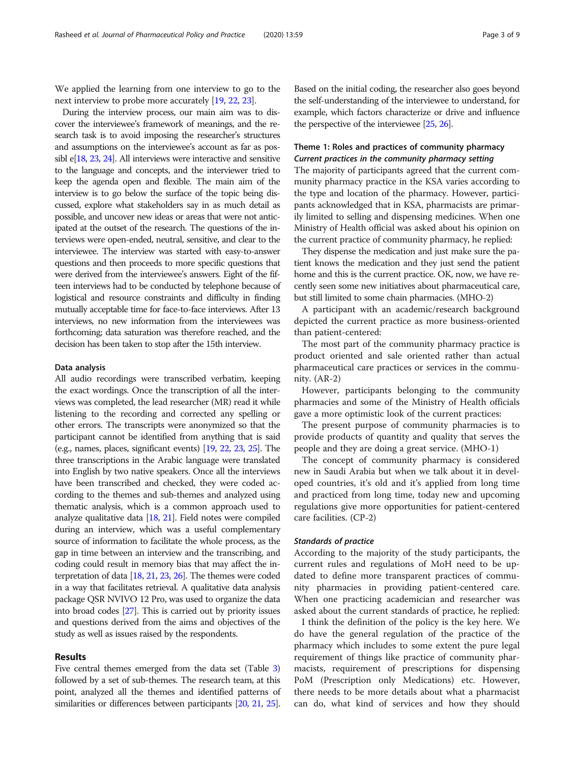We applied the learning from one interview to go to the next interview to probe more accurately [19, 22, 23].

During the interview process, our main aim was to discover the interviewee's framework of meanings, and the research task is to avoid imposing the researcher's structures and assumptions on the interviewee's account as far as possibl e[18, 23, 24]. All interviews were interactive and sensitive to the language and concepts, and the interviewer tried to keep the agenda open and flexible. The main aim of the interview is to go below the surface of the topic being discussed, explore what stakeholders say in as much detail as possible, and uncover new ideas or areas that were not anticipated at the outset of the research. The questions of the interviews were open-ended, neutral, sensitive, and clear to the interviewee. The interview was started with easy-to-answer questions and then proceeds to more specific questions that were derived from the interviewee's answers. Eight of the fifteen interviews had to be conducted by telephone because of logistical and resource constraints and difficulty in finding mutually acceptable time for face-to-face interviews. After 13 interviews, no new information from the interviewees was forthcoming; data saturation was therefore reached, and the decision has been taken to stop after the 15th interview.

### Data analysis

All audio recordings were transcribed verbatim, keeping the exact wordings. Once the transcription of all the interviews was completed, the lead researcher (MR) read it while listening to the recording and corrected any spelling or other errors. The transcripts were anonymized so that the participant cannot be identified from anything that is said (e.g., names, places, significant events) [19, 22, 23, 25]. The three transcriptions in the Arabic language were translated into English by two native speakers. Once all the interviews have been transcribed and checked, they were coded according to the themes and sub-themes and analyzed using thematic analysis, which is a common approach used to analyze qualitative data [18, 21]. Field notes were compiled during an interview, which was a useful complementary source of information to facilitate the whole process, as the gap in time between an interview and the transcribing, and coding could result in memory bias that may affect the interpretation of data [18, 21, 23, 26]. The themes were coded in a way that facilitates retrieval. A qualitative data analysis package QSR NVIVO 12 Pro, was used to organize the data into broad codes [27]. This is carried out by priority issues and questions derived from the aims and objectives of the study as well as issues raised by the respondents.

## Results

Five central themes emerged from the data set (Table 3) followed by a set of sub-themes. The research team, at this point, analyzed all the themes and identified patterns of similarities or differences between participants [20, 21, 25]. Based on the initial coding, the researcher also goes beyond the self-understanding of the interviewee to understand, for example, which factors characterize or drive and influence the perspective of the interviewee [25, 26].

### Theme 1: Roles and practices of community pharmacy

#### *Current practices in the community pharmacy setting*

The majority of participants agreed that the current community pharmacy practice in the KSA varies according to the type and location of the pharmacy. However, participants acknowledged that in KSA, pharmacists are primarily limited to selling and dispensing medicines. When one Ministry of Health official was asked about his opinion on the current practice of community pharmacy, he replied:

They dispense the medication and just make sure the patient knows the medication and they just send the patient home and this is the current practice. OK, now, we have recently seen some new initiatives about pharmaceutical care, but still limited to some chain pharmacies. (MHO-2)

A participant with an academic/research background depicted the current practice as more business-oriented than patient-centered:

The most part of the community pharmacy practice is product oriented and sale oriented rather than actual pharmaceutical care practices or services in the community. (AR-2)

However, participants belonging to the community pharmacies and some of the Ministry of Health officials gave a more optimistic look of the current practices:

The present purpose of community pharmacies is to provide products of quantity and quality that serves the people and they are doing a great service. (MHO-1)

The concept of community pharmacy is considered new in Saudi Arabia but when we talk about it in developed countries, it's old and it's applied from long time and practiced from long time, today new and upcoming regulations give more opportunities for patient-centered care facilities. (CP-2)

#### *Standards of practice*

According to the majority of the study participants, the current rules and regulations of MoH need to be updated to define more transparent practices of community pharmacies in providing patient-centered care. When one practicing academician and researcher was asked about the current standards of practice, he replied:

I think the definition of the policy is the key here. We do have the general regulation of the practice of the pharmacy which includes to some extent the pure legal requirement of things like practice of community pharmacists, requirement of prescriptions for dispensing PoM (Prescription only Medications) etc. However, there needs to be more details about what a pharmacist can do, what kind of services and how they should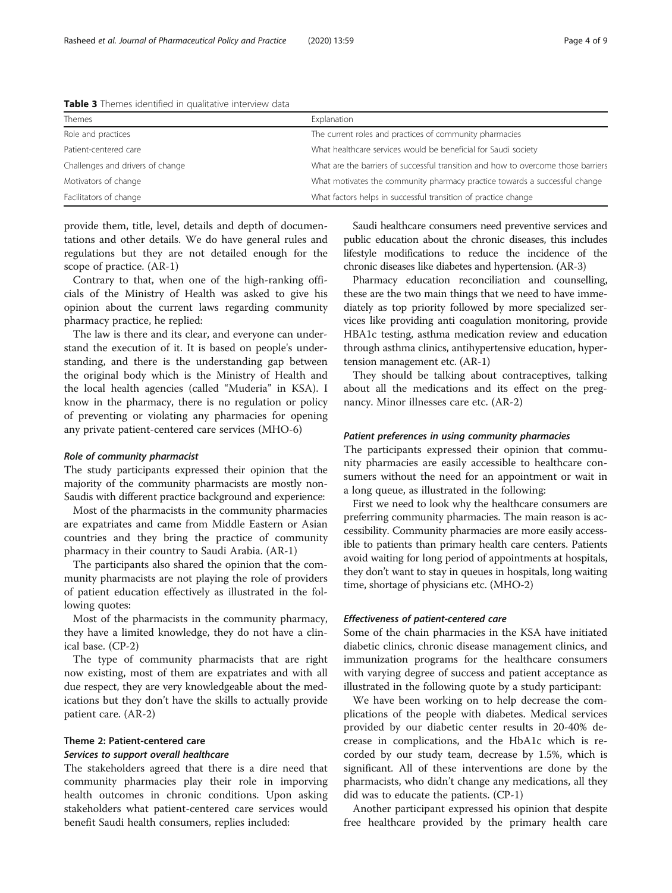**Table 3** Themes identified in qualitative interview data

| Themes | Explanation |
| --- | --- |
| Role and practices | The current roles and practices of community pharmacies |
| Patient-centered care | What healthcare services would be beneficial for Saudi society |
| Challenges and drivers of change | What are the barriers of successful transition and how to overcome those barriers |
| Motivators of change | What motivates the community pharmacy practice towards a successful change |
| Facilitators of change | What factors helps in successful transition of practice change |

provide them, title, level, details and depth of documentations and other details. We do have general rules and regulations but they are not detailed enough for the scope of practice. (AR-1)

Contrary to that, when one of the high-ranking officials of the Ministry of Health was asked to give his opinion about the current laws regarding community pharmacy practice, he replied:

The law is there and its clear, and everyone can understand the execution of it. It is based on people's understanding, and there is the understanding gap between the original body which is the Ministry of Health and the local health agencies (called "Muderia" in KSA). I know in the pharmacy, there is no regulation or policy of preventing or violating any pharmacies for opening any private patient-centered care services (MHO-6)

#### *Role of community pharmacist*

The study participants expressed their opinion that the majority of the community pharmacists are mostly non-Saudis with different practice background and experience:

Most of the pharmacists in the community pharmacies are expatriates and came from Middle Eastern or Asian countries and they bring the practice of community pharmacy in their country to Saudi Arabia. (AR-1)

The participants also shared the opinion that the community pharmacists are not playing the role of providers of patient education effectively as illustrated in the following quotes:

Most of the pharmacists in the community pharmacy, they have a limited knowledge, they do not have a clinical base. (CP-2)

The type of community pharmacists that are right now existing, most of them are expatriates and with all due respect, they are very knowledgeable about the medications but they don't have the skills to actually provide patient care. (AR-2)

### Theme 2: Patient-centered care

#### *Services to support overall healthcare*

The stakeholders agreed that there is a dire need that community pharmacies play their role in imporving health outcomes in chronic conditions. Upon asking stakeholders what patient-centered care services would benefit Saudi health consumers, replies included:

Saudi healthcare consumers need preventive services and public education about the chronic diseases, this includes lifestyle modifications to reduce the incidence of the chronic diseases like diabetes and hypertension. (AR-3)

Pharmacy education reconciliation and counselling, these are the two main things that we need to have immediately as top priority followed by more specialized services like providing anti coagulation monitoring, provide HBA1c testing, asthma medication review and education through asthma clinics, antihypertensive education, hypertension management etc. (AR-1)

They should be talking about contraceptives, talking about all the medications and its effect on the pregnancy. Minor illnesses care etc. (AR-2)

#### *Patient preferences in using community pharmacies*

The participants expressed their opinion that community pharmacies are easily accessible to healthcare consumers without the need for an appointment or wait in a long queue, as illustrated in the following:

First we need to look why the healthcare consumers are preferring community pharmacies. The main reason is accessibility. Community pharmacies are more easily accessible to patients than primary health care centers. Patients avoid waiting for long period of appointments at hospitals, they don't want to stay in queues in hospitals, long waiting time, shortage of physicians etc. (MHO-2)

#### *Effectiveness of patient-centered care*

Some of the chain pharmacies in the KSA have initiated diabetic clinics, chronic disease management clinics, and immunization programs for the healthcare consumers with varying degree of success and patient acceptance as illustrated in the following quote by a study participant:

We have been working on to help decrease the complications of the people with diabetes. Medical services provided by our diabetic center results in 20-40% decrease in complications, and the HbA1c which is recorded by our study team, decrease by 1.5%, which is significant. All of these interventions are done by the pharmacists, who didn't change any medications, all they did was to educate the patients. (CP-1)

Another participant expressed his opinion that despite free healthcare provided by the primary health care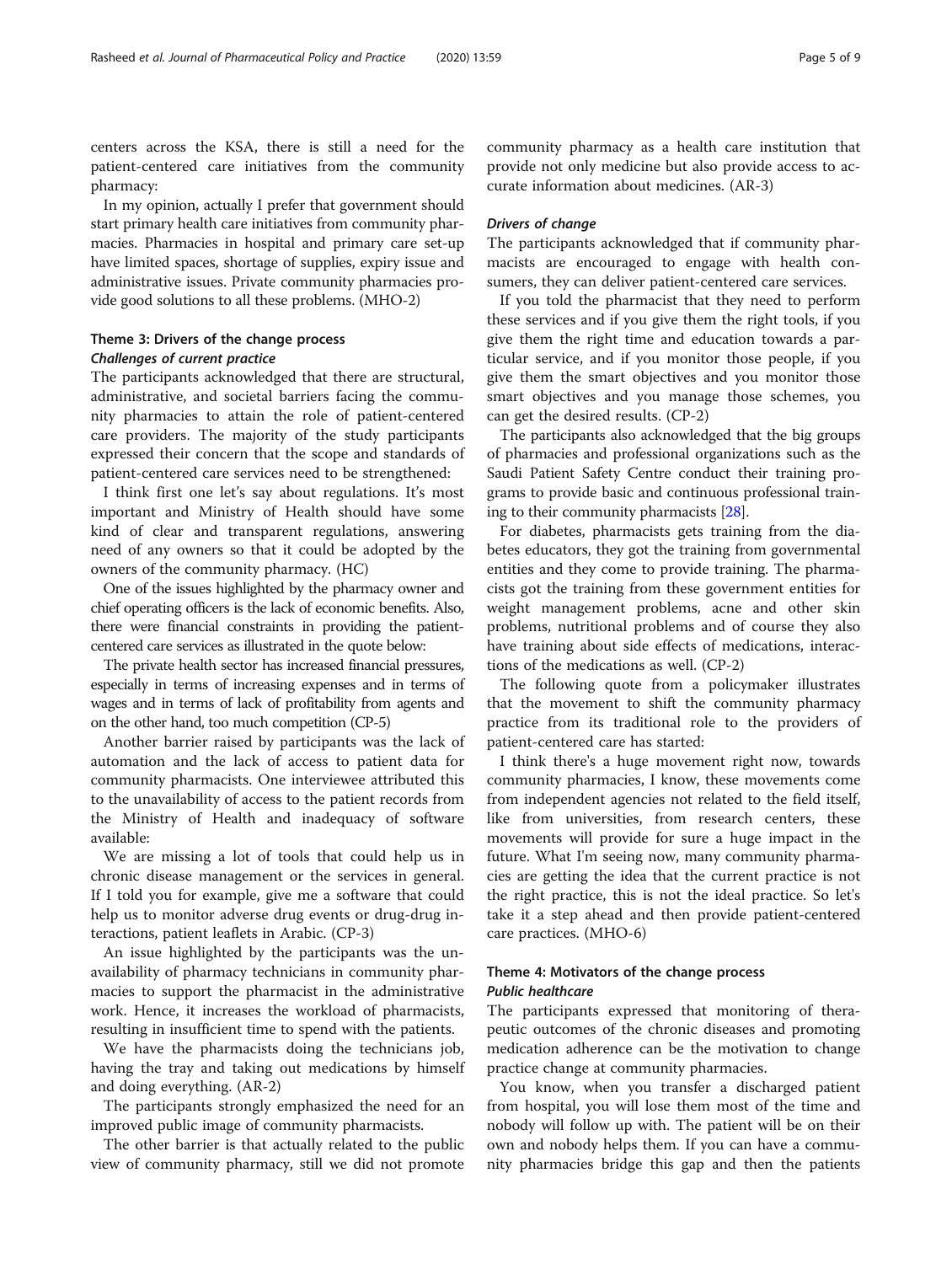centers across the KSA, there is still a need for the patient-centered care initiatives from the community pharmacy:

In my opinion, actually I prefer that government should start primary health care initiatives from community pharmacies. Pharmacies in hospital and primary care set-up have limited spaces, shortage of supplies, expiry issue and administrative issues. Private community pharmacies provide good solutions to all these problems. (MHO-2)

### Theme 3: Drivers of the change process

#### *Challenges of current practice*

The participants acknowledged that there are structural, administrative, and societal barriers facing the community pharmacies to attain the role of patient-centered care providers. The majority of the study participants expressed their concern that the scope and standards of patient-centered care services need to be strengthened:

I think first one let's say about regulations. It's most important and Ministry of Health should have some kind of clear and transparent regulations, answering need of any owners so that it could be adopted by the owners of the community pharmacy. (HC)

One of the issues highlighted by the pharmacy owner and chief operating officers is the lack of economic benefits. Also, there were financial constraints in providing the patient-centered care services as illustrated in the quote below:

The private health sector has increased financial pressures, especially in terms of increasing expenses and in terms of wages and in terms of lack of profitability from agents and on the other hand, too much competition (CP-5)

Another barrier raised by participants was the lack of automation and the lack of access to patient data for community pharmacists. One interviewee attributed this to the unavailability of access to the patient records from the Ministry of Health and inadequacy of software available:

We are missing a lot of tools that could help us in chronic disease management or the services in general. If I told you for example, give me a software that could help us to monitor adverse drug events or drug-drug interactions, patient leaflets in Arabic. (CP-3)

An issue highlighted by the participants was the unavailability of pharmacy technicians in community pharmacies to support the pharmacist in the administrative work. Hence, it increases the workload of pharmacists, resulting in insufficient time to spend with the patients.

We have the pharmacists doing the technicians job, having the tray and taking out medications by himself and doing everything. (AR-2)

The participants strongly emphasized the need for an improved public image of community pharmacists.

The other barrier is that actually related to the public view of community pharmacy, still we did not promote community pharmacy as a health care institution that provide not only medicine but also provide access to accurate information about medicines. (AR-3)

#### *Drivers of change*

The participants acknowledged that if community pharmacists are encouraged to engage with health consumers, they can deliver patient-centered care services.

If you told the pharmacist that they need to perform these services and if you give them the right tools, if you give them the right time and education towards a particular service, and if you monitor those people, if you give them the smart objectives and you monitor those smart objectives and you manage those schemes, you can get the desired results. (CP-2)

The participants also acknowledged that the big groups of pharmacies and professional organizations such as the Saudi Patient Safety Centre conduct their training programs to provide basic and continuous professional training to their community pharmacists [28].

For diabetes, pharmacists gets training from the diabetes educators, they got the training from governmental entities and they come to provide training. The pharmacists got the training from these government entities for weight management problems, acne and other skin problems, nutritional problems and of course they also have training about side effects of medications, interactions of the medications as well. (CP-2)

The following quote from a policymaker illustrates that the movement to shift the community pharmacy practice from its traditional role to the providers of patient-centered care has started:

I think there's a huge movement right now, towards community pharmacies, I know, these movements come from independent agencies not related to the field itself, like from universities, from research centers, these movements will provide for sure a huge impact in the future. What I'm seeing now, many community pharmacies are getting the idea that the current practice is not the right practice, this is not the ideal practice. So let's take it a step ahead and then provide patient-centered care practices. (MHO-6)

### Theme 4: Motivators of the change process

#### *Public healthcare*

The participants expressed that monitoring of therapeutic outcomes of the chronic diseases and promoting medication adherence can be the motivation to change practice change at community pharmacies.

You know, when you transfer a discharged patient from hospital, you will lose them most of the time and nobody will follow up with. The patient will be on their own and nobody helps them. If you can have a community pharmacies bridge this gap and then the patients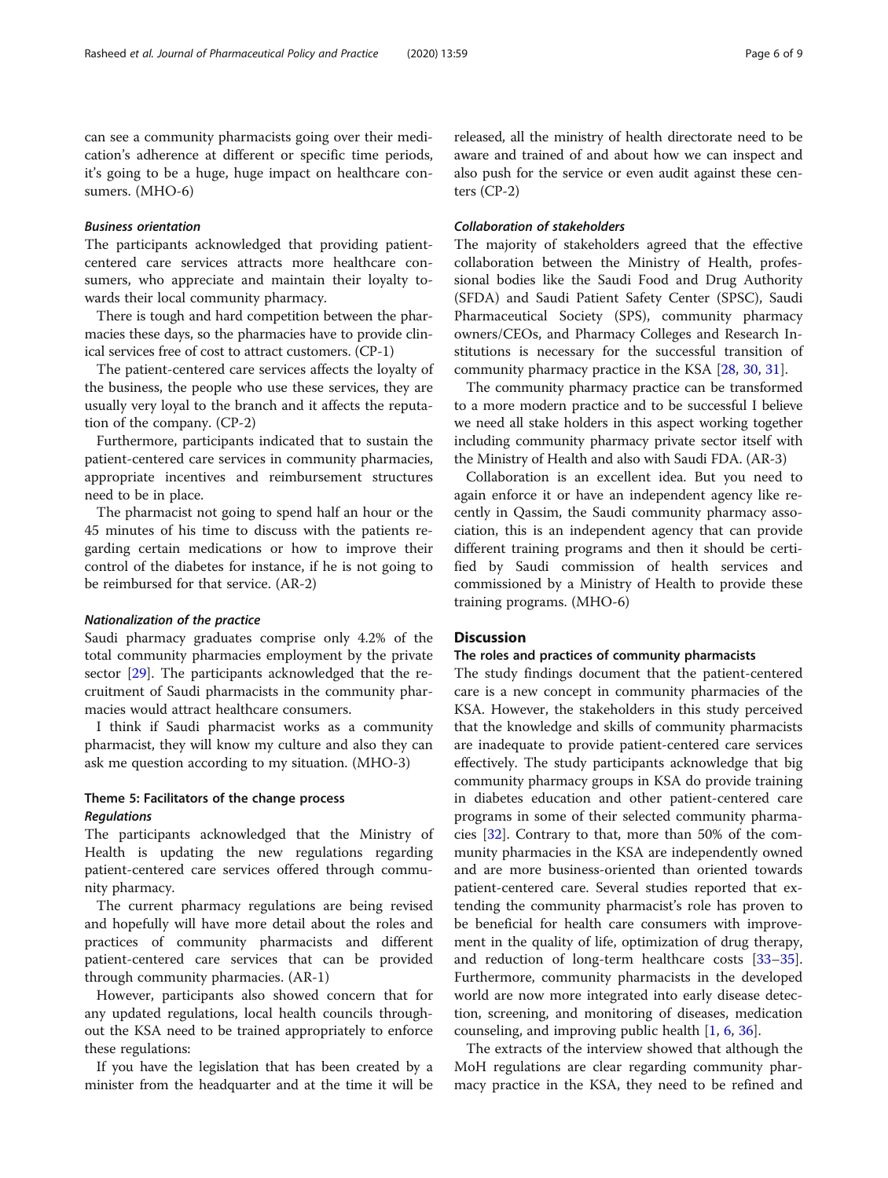can see a community pharmacists going over their medication's adherence at different or specific time periods, it's going to be a huge, huge impact on healthcare consumers. (MHO-6)

#### *Business orientation*

The participants acknowledged that providing patient-centered care services attracts more healthcare consumers, who appreciate and maintain their loyalty towards their local community pharmacy.

There is tough and hard competition between the pharmacies these days, so the pharmacies have to provide clinical services free of cost to attract customers. (CP-1)

The patient-centered care services affects the loyalty of the business, the people who use these services, they are usually very loyal to the branch and it affects the reputation of the company. (CP-2)

Furthermore, participants indicated that to sustain the patient-centered care services in community pharmacies, appropriate incentives and reimbursement structures need to be in place.

The pharmacist not going to spend half an hour or the 45 minutes of his time to discuss with the patients regarding certain medications or how to improve their control of the diabetes for instance, if he is not going to be reimbursed for that service. (AR-2)

#### *Nationalization of the practice*

Saudi pharmacy graduates comprise only 4.2% of the total community pharmacies employment by the private sector [29]. The participants acknowledged that the recruitment of Saudi pharmacists in the community pharmacies would attract healthcare consumers.

I think if Saudi pharmacist works as a community pharmacist, they will know my culture and also they can ask me question according to my situation. (MHO-3)

### Theme 5: Facilitators of the change process

#### *Regulations*

The participants acknowledged that the Ministry of Health is updating the new regulations regarding patient-centered care services offered through community pharmacy.

The current pharmacy regulations are being revised and hopefully will have more detail about the roles and practices of community pharmacists and different patient-centered care services that can be provided through community pharmacies. (AR-1)

However, participants also showed concern that for any updated regulations, local health councils throughout the KSA need to be trained appropriately to enforce these regulations:

If you have the legislation that has been created by a minister from the headquarter and at the time it will be released, all the ministry of health directorate need to be aware and trained of and about how we can inspect and also push for the service or even audit against these centers (CP-2)

#### *Collaboration of stakeholders*

The majority of stakeholders agreed that the effective collaboration between the Ministry of Health, professional bodies like the Saudi Food and Drug Authority (SFDA) and Saudi Patient Safety Center (SPSC), Saudi Pharmaceutical Society (SPS), community pharmacy owners/CEOs, and Pharmacy Colleges and Research Institutions is necessary for the successful transition of community pharmacy practice in the KSA [28, 30, 31].

The community pharmacy practice can be transformed to a more modern practice and to be successful I believe we need all stake holders in this aspect working together including community pharmacy private sector itself with the Ministry of Health and also with Saudi FDA. (AR-3)

Collaboration is an excellent idea. But you need to again enforce it or have an independent agency like recently in Qassim, the Saudi community pharmacy association, this is an independent agency that can provide different training programs and then it should be certified by Saudi commission of health services and commissioned by a Ministry of Health to provide these training programs. (MHO-6)

## Discussion

### The roles and practices of community pharmacists

The study findings document that the patient-centered care is a new concept in community pharmacies of the KSA. However, the stakeholders in this study perceived that the knowledge and skills of community pharmacists are inadequate to provide patient-centered care services effectively. The study participants acknowledge that big community pharmacy groups in KSA do provide training in diabetes education and other patient-centered care programs in some of their selected community pharmacies [32]. Contrary to that, more than 50% of the community pharmacies in the KSA are independently owned and are more business-oriented than oriented towards patient-centered care. Several studies reported that extending the community pharmacist's role has proven to be beneficial for health care consumers with improvement in the quality of life, optimization of drug therapy, and reduction of long-term healthcare costs [33–35]. Furthermore, community pharmacists in the developed world are now more integrated into early disease detection, screening, and monitoring of diseases, medication counseling, and improving public health [1, 6, 36].

The extracts of the interview showed that although the MoH regulations are clear regarding community pharmacy practice in the KSA, they need to be refined and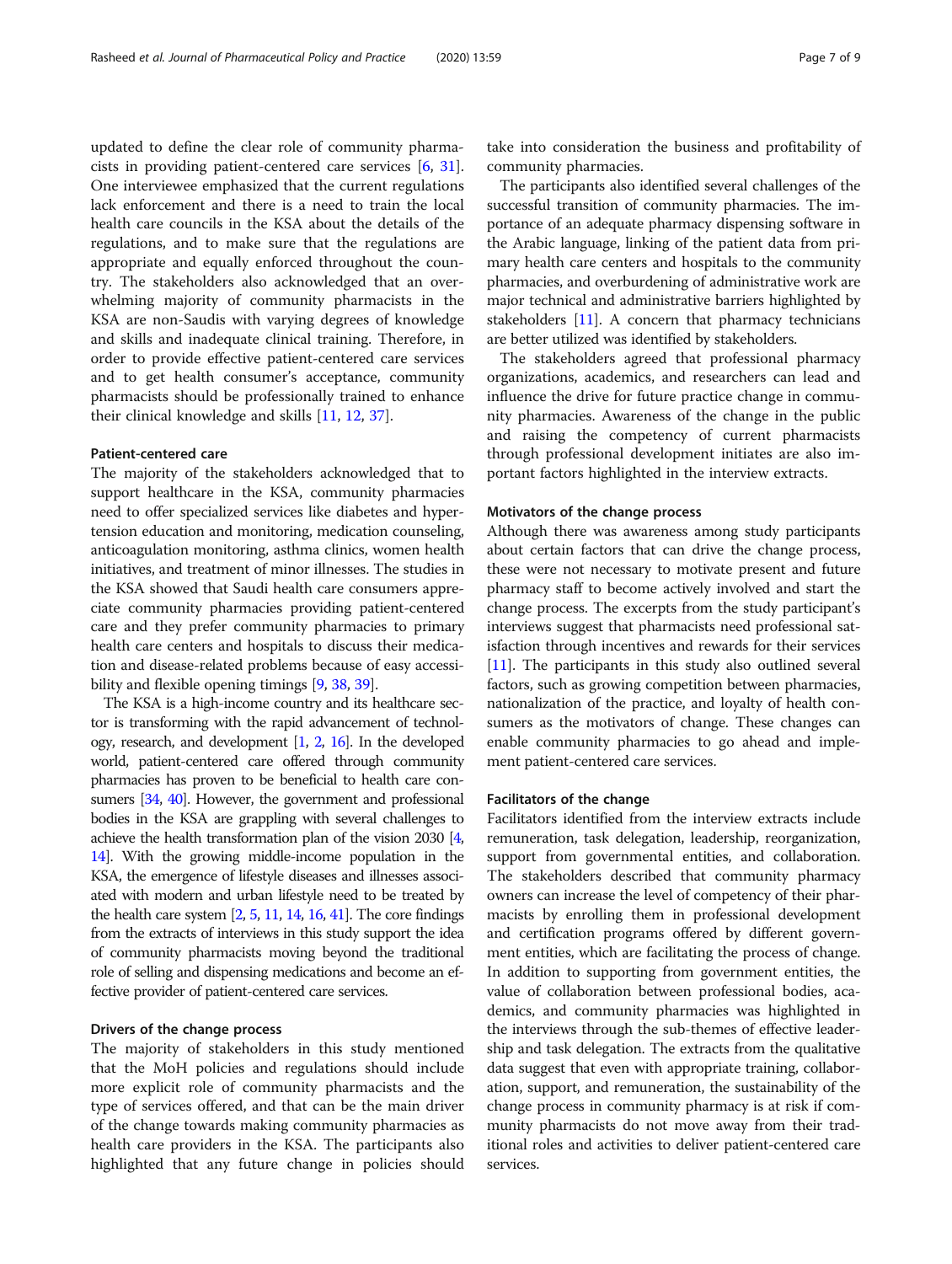updated to define the clear role of community pharmacists in providing patient-centered care services [6, 31]. One interviewee emphasized that the current regulations lack enforcement and there is a need to train the local health care councils in the KSA about the details of the regulations, and to make sure that the regulations are appropriate and equally enforced throughout the country. The stakeholders also acknowledged that an overwhelming majority of community pharmacists in the KSA are non-Saudis with varying degrees of knowledge and skills and inadequate clinical training. Therefore, in order to provide effective patient-centered care services and to get health consumer's acceptance, community pharmacists should be professionally trained to enhance their clinical knowledge and skills [11, 12, 37].

### Patient-centered care

The majority of the stakeholders acknowledged that to support healthcare in the KSA, community pharmacies need to offer specialized services like diabetes and hypertension education and monitoring, medication counseling, anticoagulation monitoring, asthma clinics, women health initiatives, and treatment of minor illnesses. The studies in the KSA showed that Saudi health care consumers appreciate community pharmacies providing patient-centered care and they prefer community pharmacies to primary health care centers and hospitals to discuss their medication and disease-related problems because of easy accessibility and flexible opening timings [9, 38, 39].

The KSA is a high-income country and its healthcare sector is transforming with the rapid advancement of technology, research, and development [1, 2, 16]. In the developed world, patient-centered care offered through community pharmacies has proven to be beneficial to health care consumers [34, 40]. However, the government and professional bodies in the KSA are grappling with several challenges to achieve the health transformation plan of the vision 2030 [4, 14]. With the growing middle-income population in the KSA, the emergence of lifestyle diseases and illnesses associated with modern and urban lifestyle need to be treated by the health care system [2, 5, 11, 14, 16, 41]. The core findings from the extracts of interviews in this study support the idea of community pharmacists moving beyond the traditional role of selling and dispensing medications and become an effective provider of patient-centered care services.

### Drivers of the change process

The majority of stakeholders in this study mentioned that the MoH policies and regulations should include more explicit role of community pharmacists and the type of services offered, and that can be the main driver of the change towards making community pharmacies as health care providers in the KSA. The participants also highlighted that any future change in policies should take into consideration the business and profitability of community pharmacies.

The participants also identified several challenges of the successful transition of community pharmacies. The importance of an adequate pharmacy dispensing software in the Arabic language, linking of the patient data from primary health care centers and hospitals to the community pharmacies, and overburdening of administrative work are major technical and administrative barriers highlighted by stakeholders [11]. A concern that pharmacy technicians are better utilized was identified by stakeholders.

The stakeholders agreed that professional pharmacy organizations, academics, and researchers can lead and influence the drive for future practice change in community pharmacies. Awareness of the change in the public and raising the competency of current pharmacists through professional development initiates are also important factors highlighted in the interview extracts.

### Motivators of the change process

Although there was awareness among study participants about certain factors that can drive the change process, these were not necessary to motivate present and future pharmacy staff to become actively involved and start the change process. The excerpts from the study participant's interviews suggest that pharmacists need professional satisfaction through incentives and rewards for their services [11]. The participants in this study also outlined several factors, such as growing competition between pharmacies, nationalization of the practice, and loyalty of health consumers as the motivators of change. These changes can enable community pharmacies to go ahead and implement patient-centered care services.

### Facilitators of the change

Facilitators identified from the interview extracts include remuneration, task delegation, leadership, reorganization, support from governmental entities, and collaboration. The stakeholders described that community pharmacy owners can increase the level of competency of their pharmacists by enrolling them in professional development and certification programs offered by different government entities, which are facilitating the process of change. In addition to supporting from government entities, the value of collaboration between professional bodies, academics, and community pharmacies was highlighted in the interviews through the sub-themes of effective leadership and task delegation. The extracts from the qualitative data suggest that even with appropriate training, collaboration, support, and remuneration, the sustainability of the change process in community pharmacy is at risk if community pharmacists do not move away from their traditional roles and activities to deliver patient-centered care services.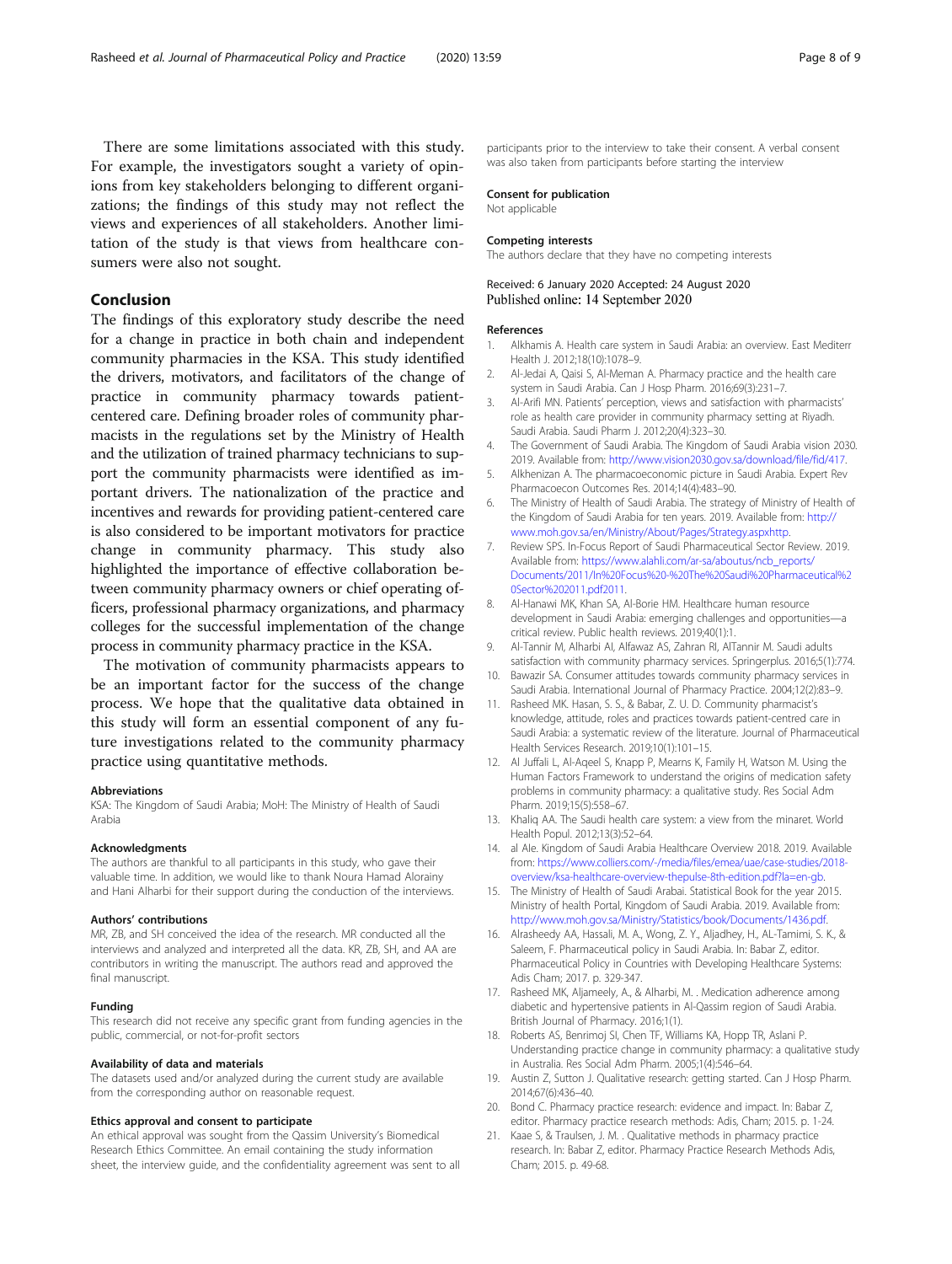There are some limitations associated with this study. For example, the investigators sought a variety of opinions from key stakeholders belonging to different organizations; the findings of this study may not reflect the views and experiences of all stakeholders. Another limitation of the study is that views from healthcare consumers were also not sought.

## Conclusion

The findings of this exploratory study describe the need for a change in practice in both chain and independent community pharmacies in the KSA. This study identified the drivers, motivators, and facilitators of the change of practice in community pharmacy towards patient-centered care. Defining broader roles of community pharmacists in the regulations set by the Ministry of Health and the utilization of trained pharmacy technicians to support the community pharmacists were identified as important drivers. The nationalization of the practice and incentives and rewards for providing patient-centered care is also considered to be important motivators for practice change in community pharmacy. This study also highlighted the importance of effective collaboration between community pharmacy owners or chief operating officers, professional pharmacy organizations, and pharmacy colleges for the successful implementation of the change process in community pharmacy practice in the KSA.

The motivation of community pharmacists appears to be an important factor for the success of the change process. We hope that the qualitative data obtained in this study will form an essential component of any future investigations related to the community pharmacy practice using quantitative methods.

### Abbreviations

KSA: The Kingdom of Saudi Arabia; MoH: The Ministry of Health of Saudi Arabia

### Acknowledgments

The authors are thankful to all participants in this study, who gave their valuable time. In addition, we would like to thank Noura Hamad Aloraivy and Hani Alharbi for their support during the conduction of the interviews.

### Authors' contributions

MR, ZB, and SH conceived the idea of the research. MR conducted all the interviews and analyzed and interpreted all the data. KR, ZB, SH, and AA are contributors in writing the manuscript. The authors read and approved the final manuscript.

### Funding

This research did not receive any specific grant from funding agencies in the public, commercial, or not-for-profit sectors

### Availability of data and materials

The datasets used and/or analyzed during the current study are available from the corresponding author on reasonable request.

### Ethics approval and consent to participate

An ethical approval was sought from the Qassim University's Biomedical Research Ethics Committee. An email containing the study information sheet, the interview guide, and the confidentiality agreement was sent to all participants prior to the interview to take their consent. A verbal consent was also taken from participants before starting the interview

### Consent for publication

Not applicable

### Competing interests

The authors declare that they have no competing interests

Received: 6 January 2020 Accepted: 24 August 2020
Published online: 14 September 2020

### References

1. Alkhamis A. Health care system in Saudi Arabia: an overview. East Mediterr Health J. 2012;18(10):1078–9.
2. Al-Jedai A, Qaisi S, Al-Meman A. Pharmacy practice and the health care system in Saudi Arabia. Can J Hosp Pharm. 2016;69(3):231–7.
3. Al-Arifi MN. Patients' perception, views and satisfaction with pharmacists' role as health care provider in community pharmacy setting at Riyadh. Saudi Arabia. Saudi Pharm J. 2012;20(4):323–30.
4. The Government of Saudi Arabia. The Kingdom of Saudi Arabia vision 2030. 2019. Available from: http://www.vision2030.gov.sa/download/file/fid/417.
5. Alkhenizan A. The pharmacoeconomic picture in Saudi Arabia. Expert Rev Pharmacoecon Outcomes Res. 2014;14(4):483–90.
6. The Ministry of Health of Saudi Arabia. The strategy of Ministry of Health of the Kingdom of Saudi Arabia for ten years. 2019. Available from: http://www.moh.gov.sa/en/Ministry/About/Pages/Strategy.aspxhttp.
7. Review SPS. In-Focus Report of Saudi Pharmaceutical Sector Review. 2019. Available from: https://www.alahli.com/ar-sa/aboutus/ncb_reports/Documents/2011/In%20Focus%20-%20The%20Saudi%20Pharmaceutical%20Sector%202011.pdf2011.
8. Al-Hanawi MK, Khan SA, Al-Borie HM. Healthcare human resource development in Saudi Arabia: emerging challenges and opportunities—a critical review. Public health reviews. 2019;40(1):1.
9. Al-Tannir M, Alharbi AI, Alfawaz AS, Zahran RI, AlTannir M. Saudi adults satisfaction with community pharmacy services. Springerplus. 2016;5(1):774.
10. Bawazir SA. Consumer attitudes towards community pharmacy services in Saudi Arabia. International Journal of Pharmacy Practice. 2004;12(2):83–9.
11. Rasheed MK. Hasan, S. S., & Babar, Z. U. D. Community pharmacist's knowledge, attitude, roles and practices towards patient-centred care in Saudi Arabia: a systematic review of the literature. Journal of Pharmaceutical Health Services Research. 2019;10(1):101–15.
12. Al Juffali L, Al-Aqeel S, Knapp P, Mearns K, Family H, Watson M. Using the Human Factors Framework to understand the origins of medication safety problems in community pharmacy: a qualitative study. Res Social Adm Pharm. 2019;15(5):558–67.
13. Khaliq AA. The Saudi health care system: a view from the minaret. World Health Popul. 2012;13(3):52–64.
14. al Ale. Kingdom of Saudi Arabia Healthcare Overview 2018. 2019. Available from: https://www.colliers.com/-/media/files/emea/uae/case-studies/2018-overview/ksa-healthcare-overview-thepulse-8th-edition.pdf?la=en-gb.
15. The Ministry of Health of Saudi Arabai. Statistical Book for the year 2015. Ministry of health Portal, Kingdom of Saudi Arabia. 2019. Available from: http://www.moh.gov.sa/Ministry/Statistics/book/Documents/1436.pdf.
16. Alrasheedy AA, Hassali, M. A., Wong, Z. Y., Aljadhey, H., AL-Tamimi, S. K., & Saleem, F. Pharmaceutical policy in Saudi Arabia. In: Babar Z, editor. Pharmaceutical Policy in Countries with Developing Healthcare Systems: Adis Cham; 2017. p. 329-347.
17. Rasheed MK, Aljameely, A., & Alharbi, M. . Medication adherence among diabetic and hypertensive patients in Al-Qassim region of Saudi Arabia. British Journal of Pharmacy. 2016;1(1).
18. Roberts AS, Benrimoj SI, Chen TF, Williams KA, Hopp TR, Aslani P. Understanding practice change in community pharmacy: a qualitative study in Australia. Res Social Adm Pharm. 2005;1(4):546–64.
19. Austin Z, Sutton J. Qualitative research: getting started. Can J Hosp Pharm. 2014;67(6):436–40.
20. Bond C. Pharmacy practice research: evidence and impact. In: Babar Z, editor. Pharmacy practice research methods: Adis, Cham; 2015. p. 1-24.
21. Kaae S, & Traulsen, J. M. . Qualitative methods in pharmacy practice research. In: Babar Z, editor. Pharmacy Practice Research Methods Adis, Cham; 2015. p. 49-68.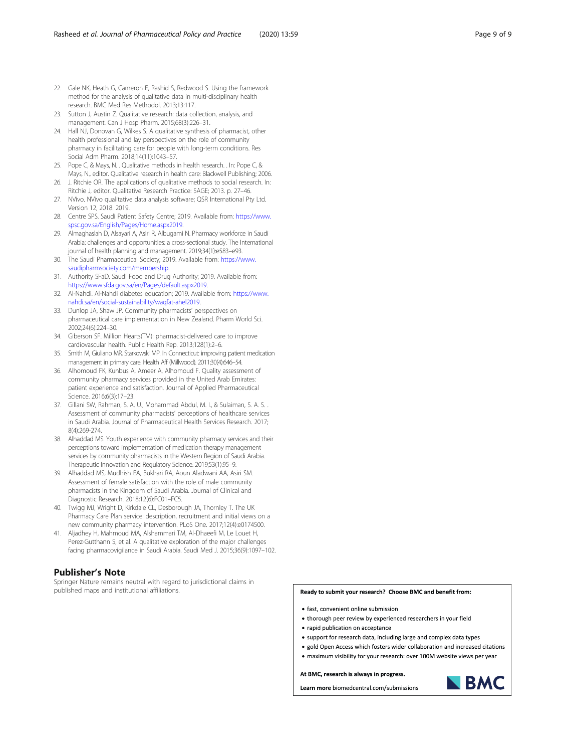22. Gale NK, Heath G, Cameron E, Rashid S, Redwood S. Using the framework method for the analysis of qualitative data in multi-disciplinary health research. BMC Med Res Methodol. 2013;13:117.
23. Sutton J, Austin Z. Qualitative research: data collection, analysis, and management. Can J Hosp Pharm. 2015;68(3):226–31.
24. Hall NJ, Donovan G, Wilkes S. A qualitative synthesis of pharmacist, other health professional and lay perspectives on the role of community pharmacy in facilitating care for people with long-term conditions. Res Social Adm Pharm. 2018;14(11):1043–57.
25. Pope C, & Mays, N. . Qualitative methods in health research. . In: Pope C, & Mays, N., editor. Qualitative research in health care: Blackwell Publishing; 2006.
26. J. Ritchie OR. The applications of qualitative methods to social research. In: Ritchie J, editor. Qualitative Research Practice: SAGE; 2013. p. 27–46.
27. NVivo. NVivo qualitative data analysis software; QSR International Pty Ltd. Version 12, 2018. 2019.
28. Centre SPS. Saudi Patient Safety Centre; 2019. Available from: https://www.spsc.gov.sa/English/Pages/Home.aspx2019.
29. Almaghaslah D, Alsayari A, Asiri R, Albugami N. Pharmacy workforce in Saudi Arabia: challenges and opportunities: a cross-sectional study. The International journal of health planning and management. 2019;34(1):e583–e93.
30. The Saudi Pharmaceutical Society; 2019. Available from: https://www.saudipharmsociety.com/membership.
31. Authority SFaD. Saudi Food and Drug Authority; 2019. Available from: https://www.sfda.gov.sa/en/Pages/default.aspx2019.
32. Al-Nahdi. Al-Nahdi diabetes education; 2019. Available from: https://www.nahdi.sa/en/social-sustainability/waqfat-ahel2019.
33. Dunlop JA, Shaw JP. Community pharmacists' perspectives on pharmaceutical care implementation in New Zealand. Pharm World Sci. 2002;24(6):224–30.
34. Giberson SF. Million Hearts(TM): pharmacist-delivered care to improve cardiovascular health. Public Health Rep. 2013;128(1):2–6.
35. Smith M, Giuliano MR, Starkowski MP. In Connecticut: improving patient medication management in primary care. Health Aff (Millwood). 2011;30(4):646–54.
36. Alhomoud FK, Kunbus A, Ameer A, Alhomoud F. Quality assessment of community pharmacy services provided in the United Arab Emirates: patient experience and satisfaction. Journal of Applied Pharmaceutical Science. 2016;6(3):17–23.
37. Gillani SW, Rahman, S. A. U., Mohammad Abdul, M. I., & Sulaiman, S. A. S. . Assessment of community pharmacists' perceptions of healthcare services in Saudi Arabia. Journal of Pharmaceutical Health Services Research. 2017; 8(4):269-274.
38. Alhaddad MS. Youth experience with community pharmacy services and their perceptions toward implementation of medication therapy management services by community pharmacists in the Western Region of Saudi Arabia. Therapeutic Innovation and Regulatory Science. 2019;53(1):95–9.
39. Alhaddad MS, Mudhish EA, Bukhari RA, Aoun Aladwani AA, Asiri SM. Assessment of female satisfaction with the role of male community pharmacists in the Kingdom of Saudi Arabia. Journal of Clinical and Diagnostic Research. 2018;12(6):FC01–FC5.
40. Twigg MJ, Wright D, Kirkdale CL, Desborough JA, Thornley T. The UK Pharmacy Care Plan service: description, recruitment and initial views on a new community pharmacy intervention. PLoS One. 2017;12(4):e0174500.
41. Aljadhey H, Mahmoud MA, Alshammari TM, Al-Dhaeefi M, Le Louet H, Perez-Gutthann S, et al. A qualitative exploration of the major challenges facing pharmacovigilance in Saudi Arabia. Saudi Med J. 2015;36(9):1097–102.

## Publisher's Note

Springer Nature remains neutral with regard to jurisdictional claims in published maps and institutional affiliations.

**Ready to submit your research? Choose BMC and benefit from:**

- fast, convenient online submission
- thorough peer review by experienced researchers in your field
- rapid publication on acceptance
- support for research data, including large and complex data types
- gold Open Access which fosters wider collaboration and increased citations
- maximum visibility for your research: over 100M website views per year

**At BMC, research is always in progress.**

**Learn more** biomedcentral.com/submissions

BMC